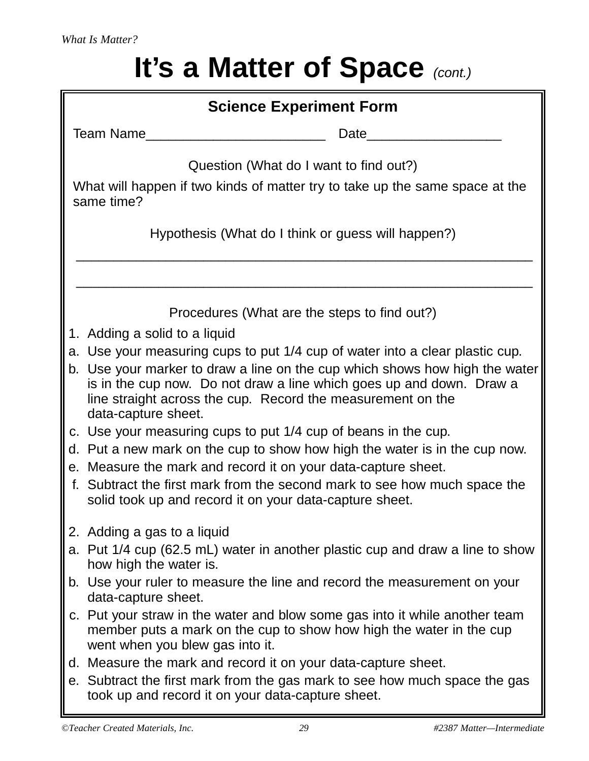# It's a Matter of Space *(cont.)*

## Science Experiment Form

Team Name________________________ Date_________________

Question (What do I want to find out?)

What will happen if two kinds of matter try to take up the same space at the same time?

Hypothesis (What do I think or guess will happen?)

_____________________________________________________________

_____________________________________________________________

Procedures (What are the steps to find out?)

1. Adding a solid to a liquid

a. Use your measuring cups to put 1/4 cup of water into a clear plastic cup.

b. Use your marker to draw a line on the cup which shows how high the water is in the cup now. Do not draw a line which goes up and down. Draw a line straight across the cup. Record the measurement on the data-capture sheet.

c. Use your measuring cups to put 1/4 cup of beans in the cup.

d. Put a new mark on the cup to show how high the water is in the cup now.

e. Measure the mark and record it on your data-capture sheet.

f. Subtract the first mark from the second mark to see how much space the solid took up and record it on your data-capture sheet.

2. Adding a gas to a liquid

a. Put 1/4 cup (62.5 mL) water in another plastic cup and draw a line to show how high the water is.

b. Use your ruler to measure the line and record the measurement on your data-capture sheet.

c. Put your straw in the water and blow some gas into it while another team member puts a mark on the cup to show how high the water in the cup went when you blew gas into it.

d. Measure the mark and record it on your data-capture sheet.

e. Subtract the first mark from the gas mark to see how much space the gas took up and record it on your data-capture sheet.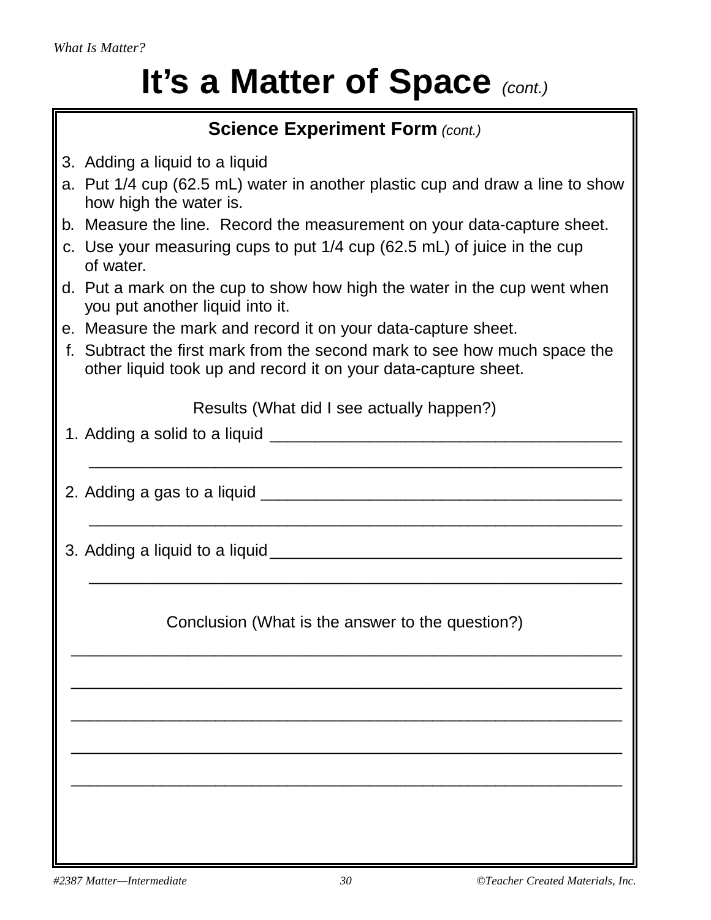# It's a Matter of Space *(cont.)*

## Science Experiment Form *(cont.)*

3. Adding a liquid to a liquid

a. Put 1/4 cup (62.5 mL) water in another plastic cup and draw a line to show how high the water is.

b. Measure the line. Record the measurement on your data-capture sheet.

c. Use your measuring cups to put 1/4 cup (62.5 mL) of juice in the cup of water.

d. Put a mark on the cup to show how high the water in the cup went when you put another liquid into it.

e. Measure the mark and record it on your data-capture sheet.

f. Subtract the first mark from the second mark to see how much space the other liquid took up and record it on your data-capture sheet.

Results (What did I see actually happen?)

1. Adding a solid to a liquid ________________________________________

   ____________________________________________________________

2. Adding a gas to a liquid __________________________________________

   ____________________________________________________________

3. Adding a liquid to a liquid________________________________________

   ____________________________________________________________

Conclusion (What is the answer to the question?)

______________________________________________________________

______________________________________________________________

______________________________________________________________

______________________________________________________________

______________________________________________________________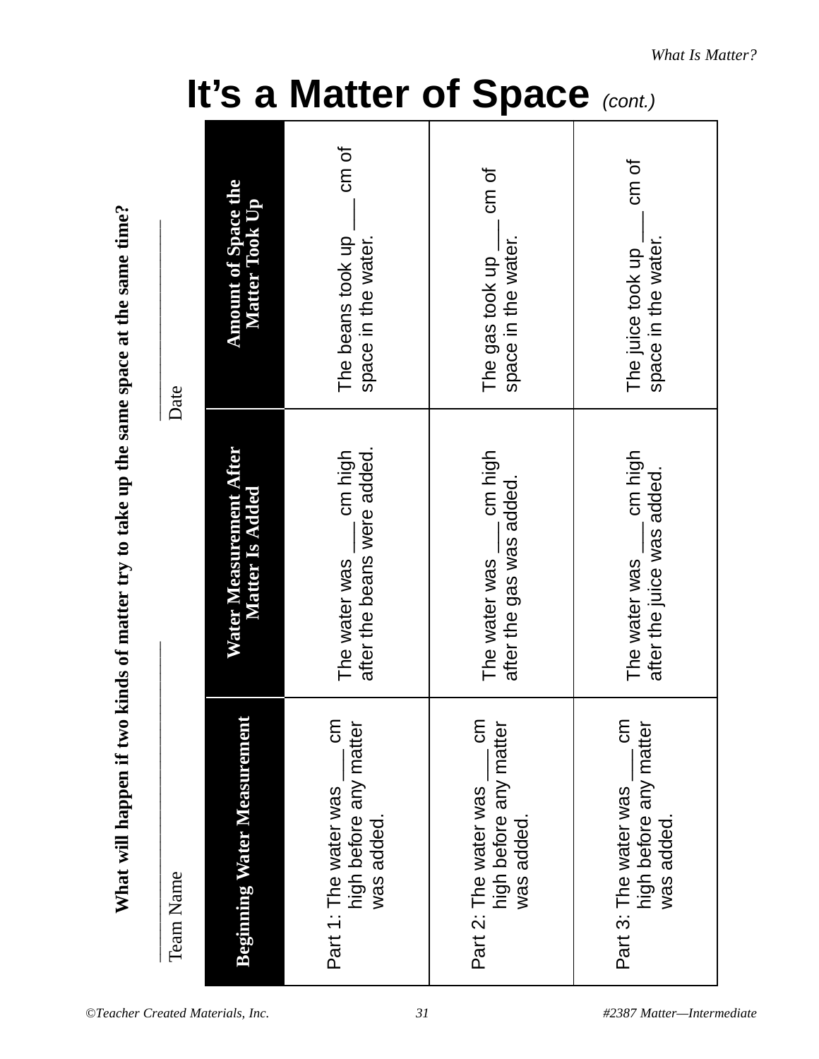# It's a Matter of Space *(cont.)*

**What will happen if two kinds of matter try to take up the same space at the same time?**

Team Name ____________________ Date ____________________

| **Beginning Water Measurement** | **Water Measurement After Matter Is Added** | **Amount of Space the Matter Took Up** |
|---|---|---|
| Part 1: The water was ___ cm high before any matter was added. | The water was ___ cm high after the beans were added. | The beans took up ___ cm of space in the water. |
| Part 2: The water was ___ cm high before any matter was added. | The water was ___ cm high after the gas was added. | The gas took up ___ cm of space in the water. |
| Part 3: The water was ___ cm high before any matter was added. | The water was ___ cm high after the juice was added. | The juice took up ___ cm of space in the water. |